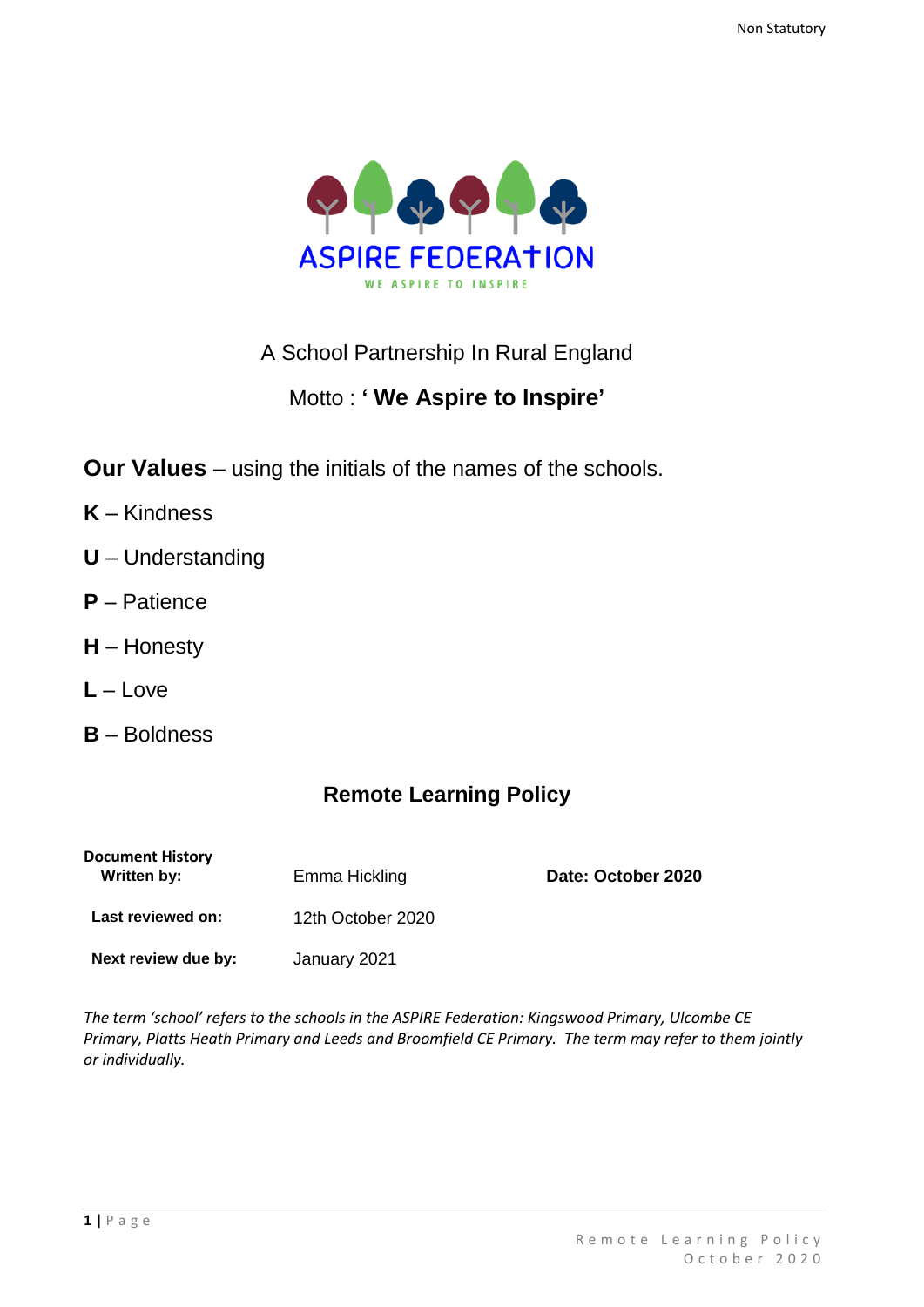Non Statutory

ASPIRE FEDERATION

WE ASPIRE TO INSPIRE

A School Partnership In Rural England

Motto : **' We Aspire to Inspire'**

**Our Values** – using the initials of the names of the schools.

**K** – Kindness

**U** – Understanding

**P** – Patience

**H** – Honesty

**L** – Love

**B** – Boldness

# Remote Learning Policy

| **Document History** | | |
|---|---|---|
| **Written by:** | Emma Hickling | **Date: October 2020** |
| **Last reviewed on:** | 12th October 2020 | |
| **Next review due by:** | January 2021 | |

*The term 'school' refers to the schools in the ASPIRE Federation: Kingswood Primary, Ulcombe CE Primary, Platts Heath Primary and Leeds and Broomfield CE Primary. The term may refer to them jointly or individually.*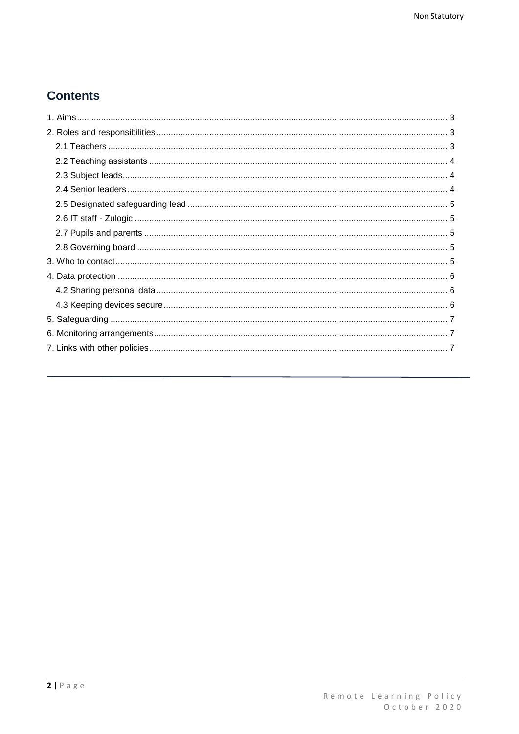## Contents

1. Aims ........ 3
2. Roles and responsibilities ........ 3
   - 2.1 Teachers ........ 3
   - 2.2 Teaching assistants ........ 4
   - 2.3 Subject leads ........ 4
   - 2.4 Senior leaders ........ 4
   - 2.5 Designated safeguarding lead ........ 5
   - 2.6 IT staff - Zulogic ........ 5
   - 2.7 Pupils and parents ........ 5
   - 2.8 Governing board ........ 5
3. Who to contact ........ 5
4. Data protection ........ 6
   - 4.2 Sharing personal data ........ 6
   - 4.3 Keeping devices secure ........ 6
5. Safeguarding ........ 7
6. Monitoring arrangements ........ 7
7. Links with other policies ........ 7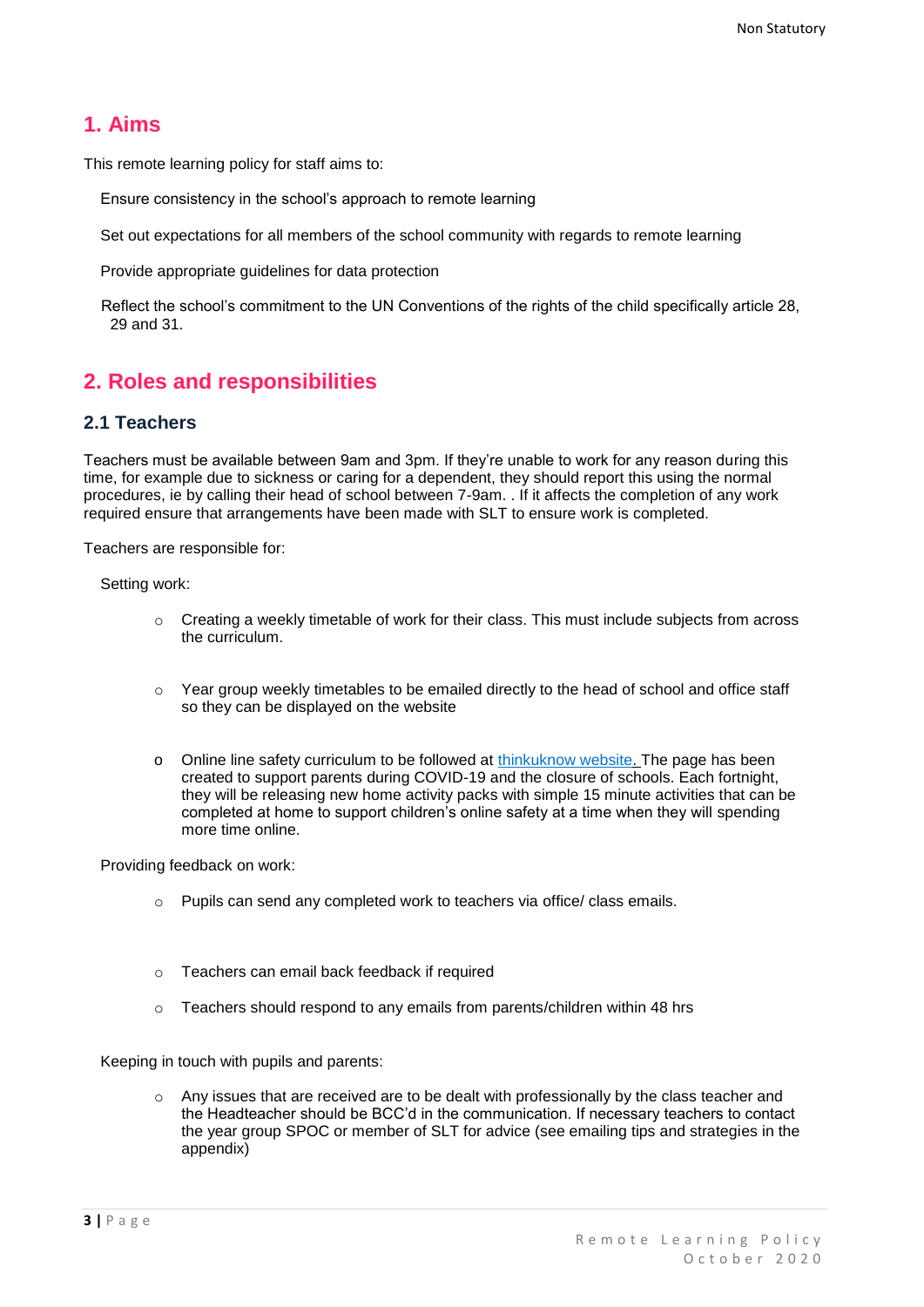## 1. Aims

This remote learning policy for staff aims to:

- Ensure consistency in the school's approach to remote learning
- Set out expectations for all members of the school community with regards to remote learning
- Provide appropriate guidelines for data protection
- Reflect the school's commitment to the UN Conventions of the rights of the child specifically article 28, 29 and 31.

## 2. Roles and responsibilities

### 2.1 Teachers

Teachers must be available between 9am and 3pm. If they're unable to work for any reason during this time, for example due to sickness or caring for a dependent, they should report this using the normal procedures, ie by calling their head of school between 7-9am. . If it affects the completion of any work required ensure that arrangements have been made with SLT to ensure work is completed.

Teachers are responsible for:

Setting work:

- Creating a weekly timetable of work for their class. This must include subjects from across the curriculum.
- Year group weekly timetables to be emailed directly to the head of school and office staff so they can be displayed on the website
- Online line safety curriculum to be followed at thinkuknow website. The page has been created to support parents during COVID-19 and the closure of schools. Each fortnight, they will be releasing new home activity packs with simple 15 minute activities that can be completed at home to support children's online safety at a time when they will spending more time online.

Providing feedback on work:

- Pupils can send any completed work to teachers via office/ class emails.
- Teachers can email back feedback if required
- Teachers should respond to any emails from parents/children within 48 hrs

Keeping in touch with pupils and parents:

- Any issues that are received are to be dealt with professionally by the class teacher and the Headteacher should be BCC'd in the communication. If necessary teachers to contact the year group SPOC or member of SLT for advice (see emailing tips and strategies in the appendix)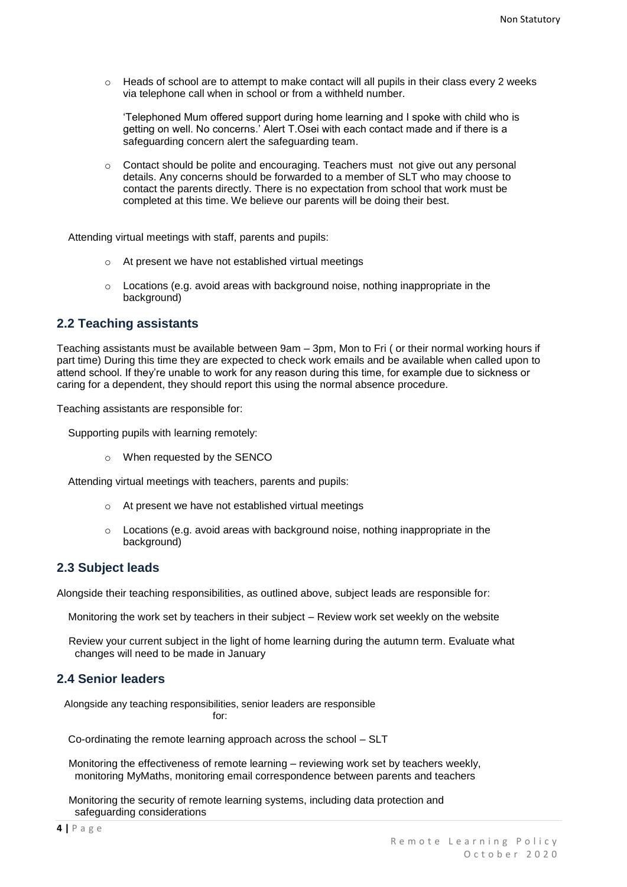- Heads of school are to attempt to make contact will all pupils in their class every 2 weeks via telephone call when in school or from a withheld number.

  'Telephoned Mum offered support during home learning and I spoke with child who is getting on well. No concerns.' Alert T.Osei with each contact made and if there is a safeguarding concern alert the safeguarding team.

- Contact should be polite and encouraging. Teachers must not give out any personal details. Any concerns should be forwarded to a member of SLT who may choose to contact the parents directly. There is no expectation from school that work must be completed at this time. We believe our parents will be doing their best.

Attending virtual meetings with staff, parents and pupils:

- At present we have not established virtual meetings
- Locations (e.g. avoid areas with background noise, nothing inappropriate in the background)

## 2.2 Teaching assistants

Teaching assistants must be available between 9am – 3pm, Mon to Fri ( or their normal working hours if part time) During this time they are expected to check work emails and be available when called upon to attend school. If they're unable to work for any reason during this time, for example due to sickness or caring for a dependent, they should report this using the normal absence procedure.

Teaching assistants are responsible for:

Supporting pupils with learning remotely:

- When requested by the SENCO

Attending virtual meetings with teachers, parents and pupils:

- At present we have not established virtual meetings
- Locations (e.g. avoid areas with background noise, nothing inappropriate in the background)

## 2.3 Subject leads

Alongside their teaching responsibilities, as outlined above, subject leads are responsible for:

Monitoring the work set by teachers in their subject – Review work set weekly on the website

Review your current subject in the light of home learning during the autumn term. Evaluate what changes will need to be made in January

## 2.4 Senior leaders

Alongside any teaching responsibilities, senior leaders are responsible for:

Co-ordinating the remote learning approach across the school – SLT

Monitoring the effectiveness of remote learning – reviewing work set by teachers weekly, monitoring MyMaths, monitoring email correspondence between parents and teachers

Monitoring the security of remote learning systems, including data protection and safeguarding considerations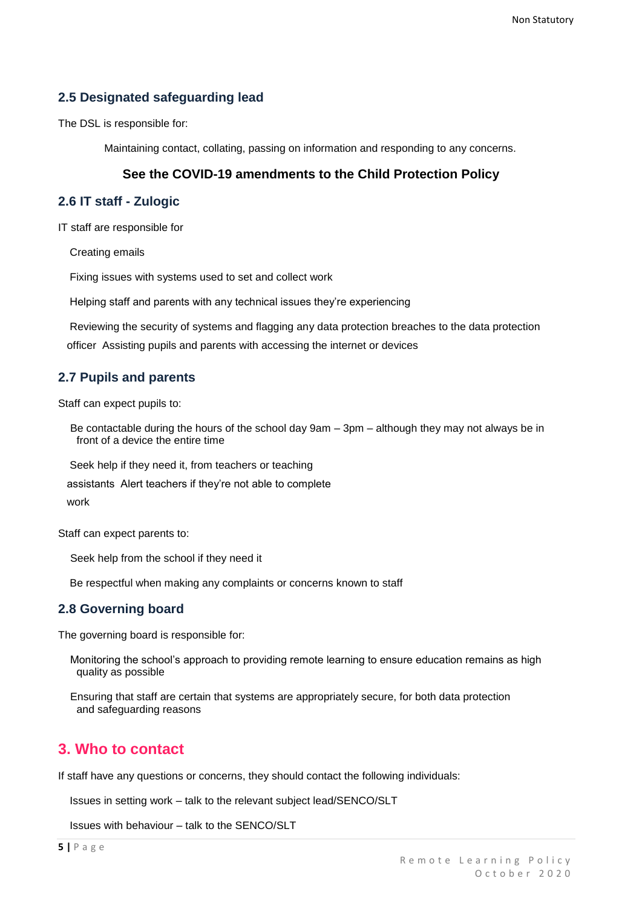### 2.5 Designated safeguarding lead

The DSL is responsible for:

Maintaining contact, collating, passing on information and responding to any concerns.

**See the COVID-19 amendments to the Child Protection Policy**

### 2.6 IT staff - Zulogic

IT staff are responsible for

- Creating emails
- Fixing issues with systems used to set and collect work
- Helping staff and parents with any technical issues they're experiencing
- Reviewing the security of systems and flagging any data protection breaches to the data protection officer
- Assisting pupils and parents with accessing the internet or devices

### 2.7 Pupils and parents

Staff can expect pupils to:

- Be contactable during the hours of the school day 9am – 3pm – although they may not always be in front of a device the entire time
- Seek help if they need it, from teachers or teaching assistants
- Alert teachers if they're not able to complete work

Staff can expect parents to:

- Seek help from the school if they need it
- Be respectful when making any complaints or concerns known to staff

### 2.8 Governing board

The governing board is responsible for:

- Monitoring the school's approach to providing remote learning to ensure education remains as high quality as possible
- Ensuring that staff are certain that systems are appropriately secure, for both data protection and safeguarding reasons

## 3. Who to contact

If staff have any questions or concerns, they should contact the following individuals:

- Issues in setting work – talk to the relevant subject lead/SENCO/SLT
- Issues with behaviour – talk to the SENCO/SLT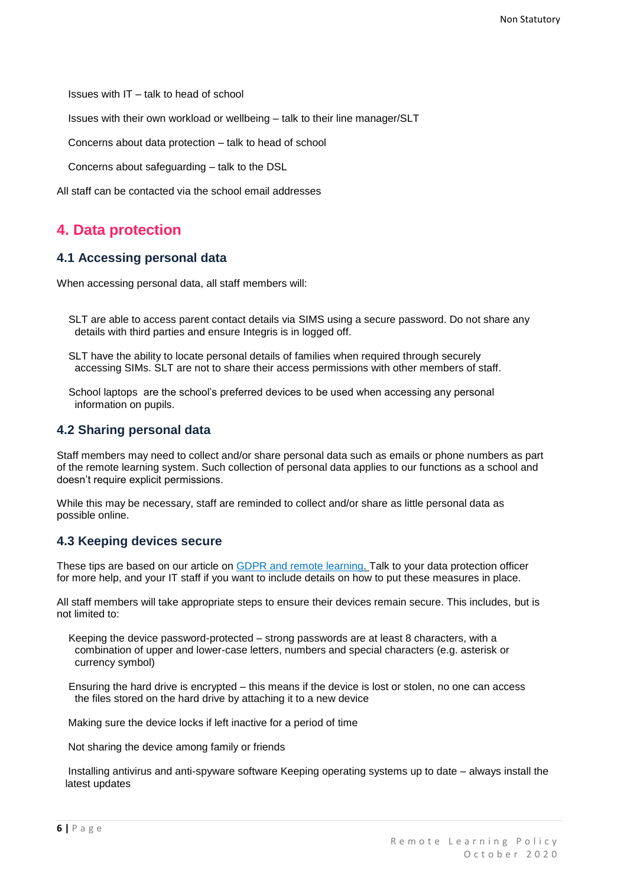- Issues with IT – talk to head of school
- Issues with their own workload or wellbeing – talk to their line manager/SLT
- Concerns about data protection – talk to head of school
- Concerns about safeguarding – talk to the DSL

All staff can be contacted via the school email addresses

## 4. Data protection

### 4.1 Accessing personal data

When accessing personal data, all staff members will:

- SLT are able to access parent contact details via SIMS using a secure password. Do not share any details with third parties and ensure Integris is in logged off.
- SLT have the ability to locate personal details of families when required through securely accessing SIMs. SLT are not to share their access permissions with other members of staff.
- School laptops are the school's preferred devices to be used when accessing any personal information on pupils.

### 4.2 Sharing personal data

Staff members may need to collect and/or share personal data such as emails or phone numbers as part of the remote learning system. Such collection of personal data applies to our functions as a school and doesn't require explicit permissions.

While this may be necessary, staff are reminded to collect and/or share as little personal data as possible online.

### 4.3 Keeping devices secure

These tips are based on our article on [GDPR and remote learning.](GDPR and remote learning) Talk to your data protection officer for more help, and your IT staff if you want to include details on how to put these measures in place.

All staff members will take appropriate steps to ensure their devices remain secure. This includes, but is not limited to:

- Keeping the device password-protected – strong passwords are at least 8 characters, with a combination of upper and lower-case letters, numbers and special characters (e.g. asterisk or currency symbol)
- Ensuring the hard drive is encrypted – this means if the device is lost or stolen, no one can access the files stored on the hard drive by attaching it to a new device
- Making sure the device locks if left inactive for a period of time
- Not sharing the device among family or friends
- Installing antivirus and anti-spyware software Keeping operating systems up to date – always install the latest updates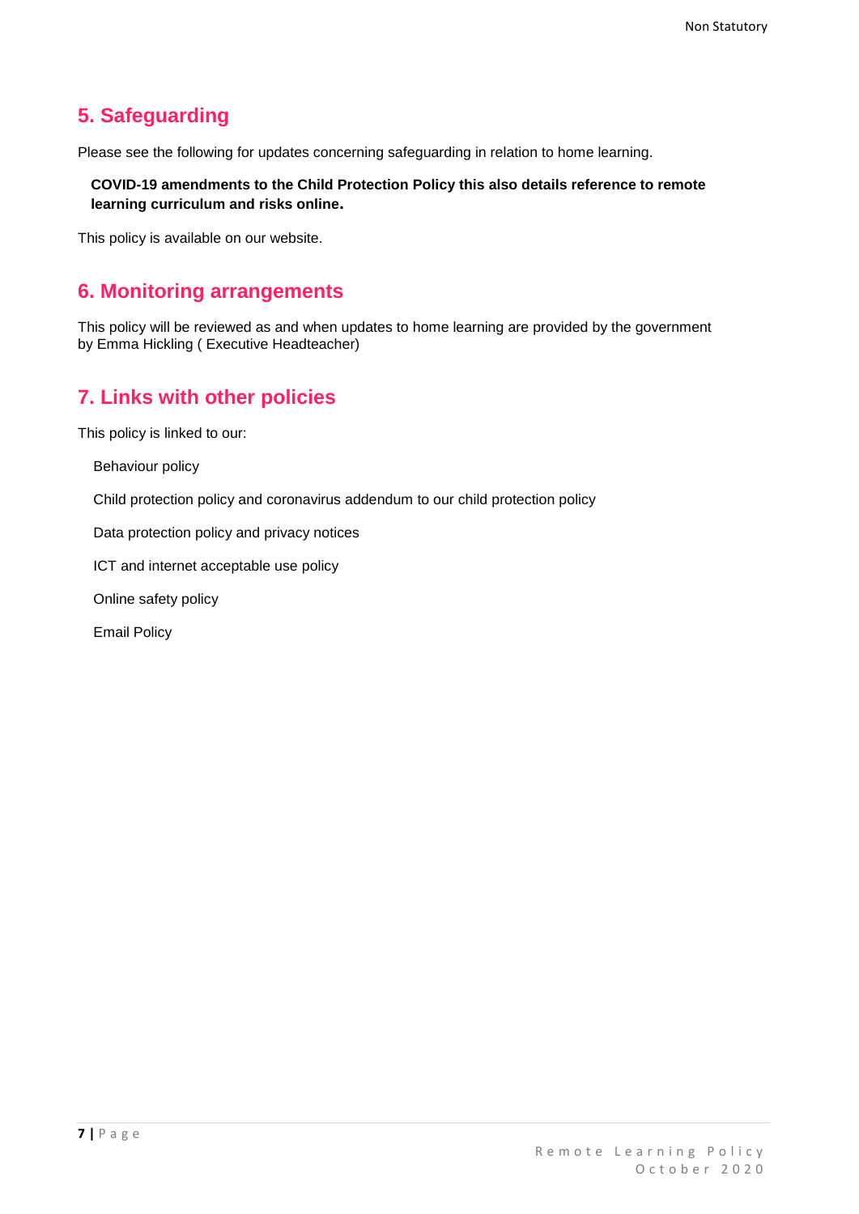## 5. Safeguarding

Please see the following for updates concerning safeguarding in relation to home learning.

**COVID-19 amendments to the Child Protection Policy this also details reference to remote learning curriculum and risks online.**

This policy is available on our website.

## 6. Monitoring arrangements

This policy will be reviewed as and when updates to home learning are provided by the government by Emma Hickling ( Executive Headteacher)

## 7. Links with other policies

This policy is linked to our:

- Behaviour policy
- Child protection policy and coronavirus addendum to our child protection policy
- Data protection policy and privacy notices
- ICT and internet acceptable use policy
- Online safety policy
- Email Policy